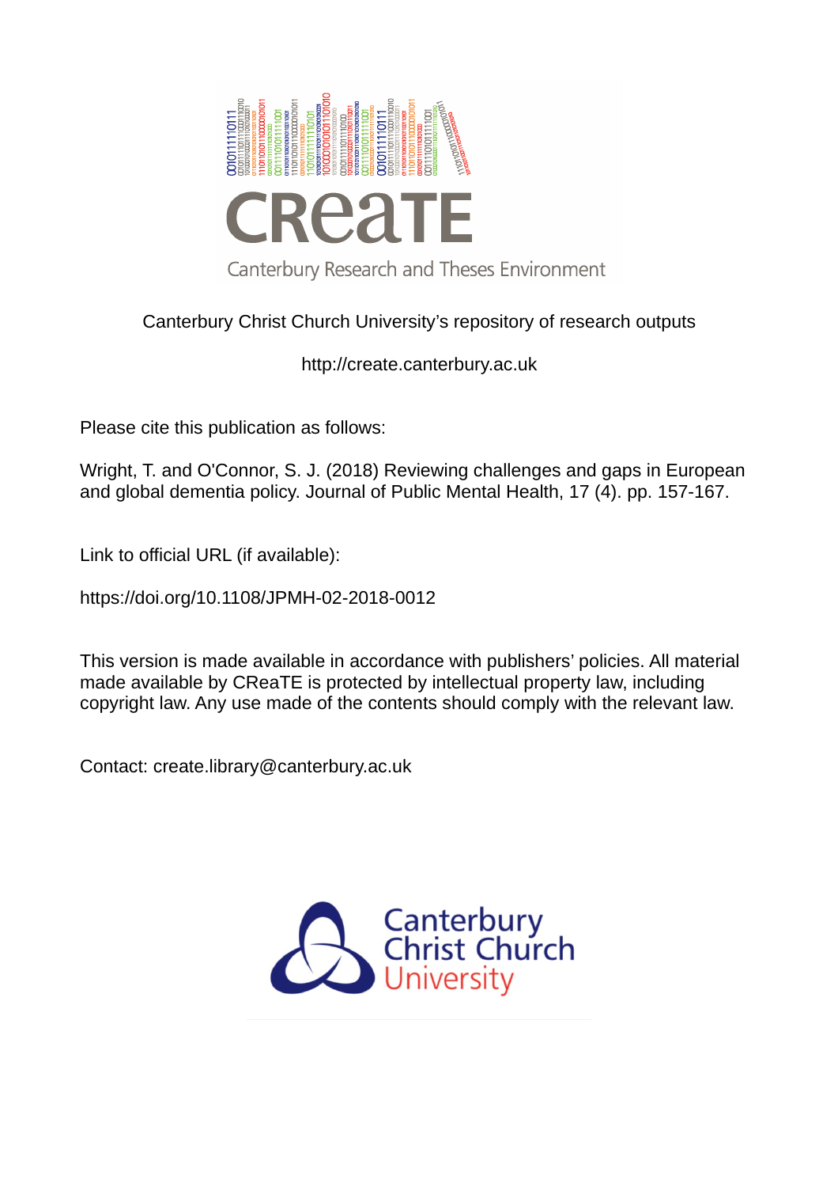Canterbury Christ Church University's repository of research outputs

http://create.canterbury.ac.uk

Please cite this publication as follows:

Wright, T. and O'Connor, S. J. (2018) Reviewing challenges and gaps in European and global dementia policy. Journal of Public Mental Health, 17 (4). pp. 157-167.

Link to official URL (if available):

https://doi.org/10.1108/JPMH-02-2018-0012

This version is made available in accordance with publishers' policies. All material made available by CReaTE is protected by intellectual property law, including copyright law. Any use made of the contents should comply with the relevant law.

Contact: create.library@canterbury.ac.uk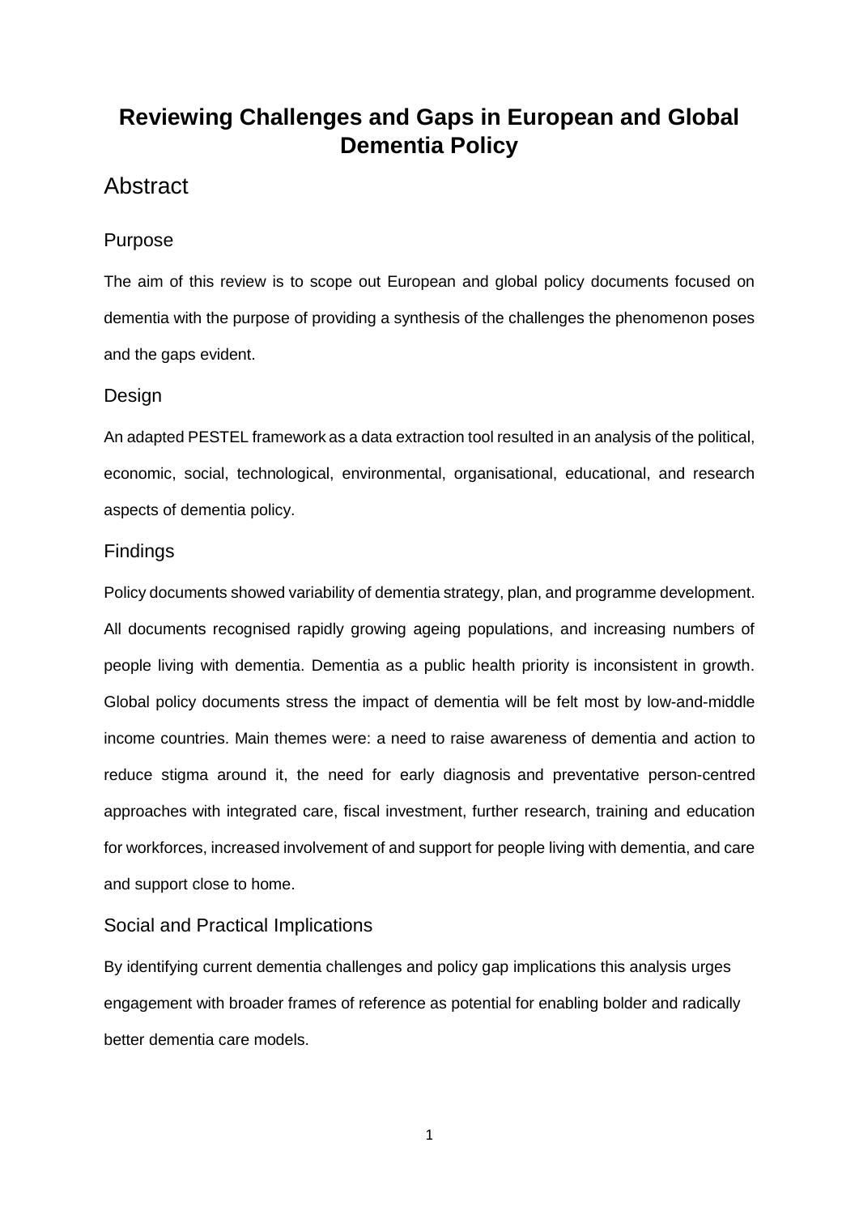# Reviewing Challenges and Gaps in European and Global Dementia Policy

## Abstract

### Purpose

The aim of this review is to scope out European and global policy documents focused on dementia with the purpose of providing a synthesis of the challenges the phenomenon poses and the gaps evident.

### Design

An adapted PESTEL framework as a data extraction tool resulted in an analysis of the political, economic, social, technological, environmental, organisational, educational, and research aspects of dementia policy.

### Findings

Policy documents showed variability of dementia strategy, plan, and programme development. All documents recognised rapidly growing ageing populations, and increasing numbers of people living with dementia. Dementia as a public health priority is inconsistent in growth. Global policy documents stress the impact of dementia will be felt most by low-and-middle income countries. Main themes were: a need to raise awareness of dementia and action to reduce stigma around it, the need for early diagnosis and preventative person-centred approaches with integrated care, fiscal investment, further research, training and education for workforces, increased involvement of and support for people living with dementia, and care and support close to home.

### Social and Practical Implications

By identifying current dementia challenges and policy gap implications this analysis urges engagement with broader frames of reference as potential for enabling bolder and radically better dementia care models.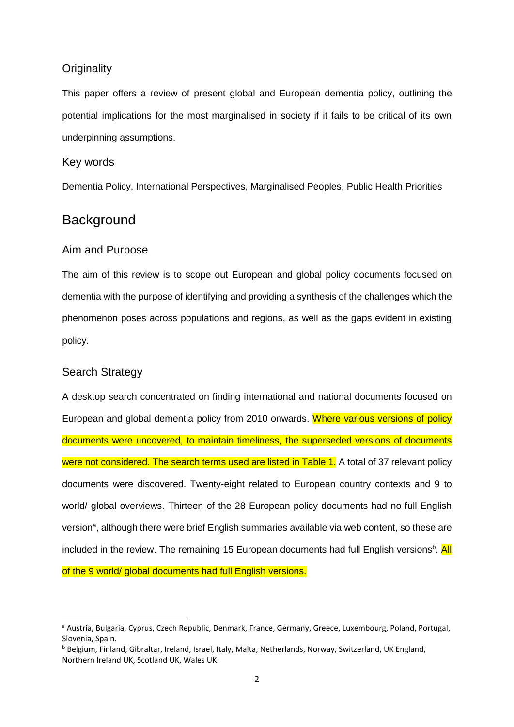### Originality

This paper offers a review of present global and European dementia policy, outlining the potential implications for the most marginalised in society if it fails to be critical of its own underpinning assumptions.

### Key words

Dementia Policy, International Perspectives, Marginalised Peoples, Public Health Priorities

## Background

### Aim and Purpose

The aim of this review is to scope out European and global policy documents focused on dementia with the purpose of identifying and providing a synthesis of the challenges which the phenomenon poses across populations and regions, as well as the gaps evident in existing policy.

### Search Strategy

A desktop search concentrated on finding international and national documents focused on European and global dementia policy from 2010 onwards. Where various versions of policy documents were uncovered, to maintain timeliness, the superseded versions of documents were not considered. The search terms used are listed in Table 1. A total of 37 relevant policy documents were discovered. Twenty-eight related to European country contexts and 9 to world/ global overviews. Thirteen of the 28 European policy documents had no full English version[a], although there were brief English summaries available via web content, so these are included in the review. The remaining 15 European documents had full English versions[b]. All of the 9 world/ global documents had full English versions.

---

[a] Austria, Bulgaria, Cyprus, Czech Republic, Denmark, France, Germany, Greece, Luxembourg, Poland, Portugal, Slovenia, Spain.

[b] Belgium, Finland, Gibraltar, Ireland, Israel, Italy, Malta, Netherlands, Norway, Switzerland, UK England, Northern Ireland UK, Scotland UK, Wales UK.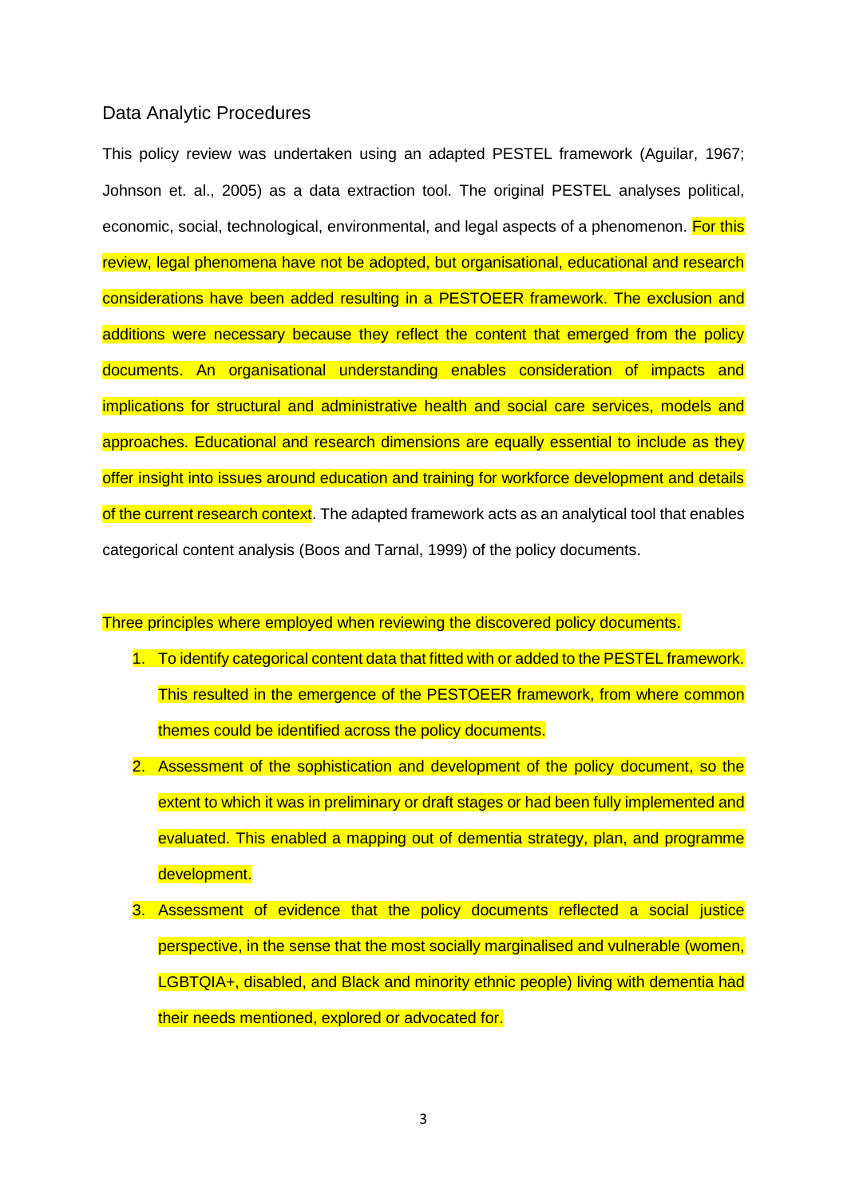## Data Analytic Procedures

This policy review was undertaken using an adapted PESTEL framework (Aguilar, 1967; Johnson et. al., 2005) as a data extraction tool. The original PESTEL analyses political, economic, social, technological, environmental, and legal aspects of a phenomenon. For this review, legal phenomena have not be adopted, but organisational, educational and research considerations have been added resulting in a PESTOEER framework. The exclusion and additions were necessary because they reflect the content that emerged from the policy documents. An organisational understanding enables consideration of impacts and implications for structural and administrative health and social care services, models and approaches. Educational and research dimensions are equally essential to include as they offer insight into issues around education and training for workforce development and details of the current research context. The adapted framework acts as an analytical tool that enables categorical content analysis (Boos and Tarnal, 1999) of the policy documents.

Three principles where employed when reviewing the discovered policy documents.

1. To identify categorical content data that fitted with or added to the PESTEL framework. This resulted in the emergence of the PESTOEER framework, from where common themes could be identified across the policy documents.
2. Assessment of the sophistication and development of the policy document, so the extent to which it was in preliminary or draft stages or had been fully implemented and evaluated. This enabled a mapping out of dementia strategy, plan, and programme development.
3. Assessment of evidence that the policy documents reflected a social justice perspective, in the sense that the most socially marginalised and vulnerable (women, LGBTQIA+, disabled, and Black and minority ethnic people) living with dementia had their needs mentioned, explored or advocated for.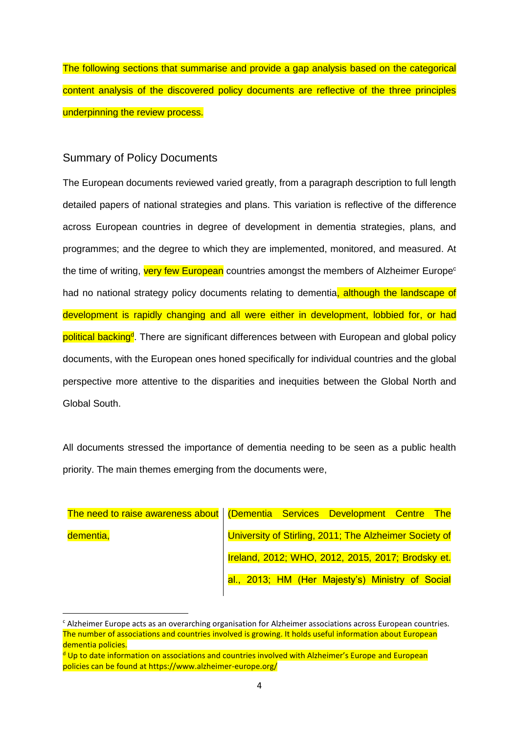The following sections that summarise and provide a gap analysis based on the categorical content analysis of the discovered policy documents are reflective of the three principles underpinning the review process.

## Summary of Policy Documents

The European documents reviewed varied greatly, from a paragraph description to full length detailed papers of national strategies and plans. This variation is reflective of the difference across European countries in degree of development in dementia strategies, plans, and programmes; and the degree to which they are implemented, monitored, and measured. At the time of writing, very few European countries amongst the members of Alzheimer Europe[c] had no national strategy policy documents relating to dementia, although the landscape of development is rapidly changing and all were either in development, lobbied for, or had political backing[d]. There are significant differences between with European and global policy documents, with the European ones honed specifically for individual countries and the global perspective more attentive to the disparities and inequities between the Global North and Global South.

All documents stressed the importance of dementia needing to be seen as a public health priority. The main themes emerging from the documents were,

| | |
|---|---|
| The need to raise awareness about dementia, | (Dementia Services Development Centre The University of Stirling, 2011; The Alzheimer Society of Ireland, 2012; WHO, 2012, 2015, 2017; Brodsky et. al., 2013; HM (Her Majesty's) Ministry of Social |

[c] Alzheimer Europe acts as an overarching organisation for Alzheimer associations across European countries. The number of associations and countries involved is growing. It holds useful information about European dementia policies.

[d] Up to date information on associations and countries involved with Alzheimer's Europe and European policies can be found at https://www.alzheimer-europe.org/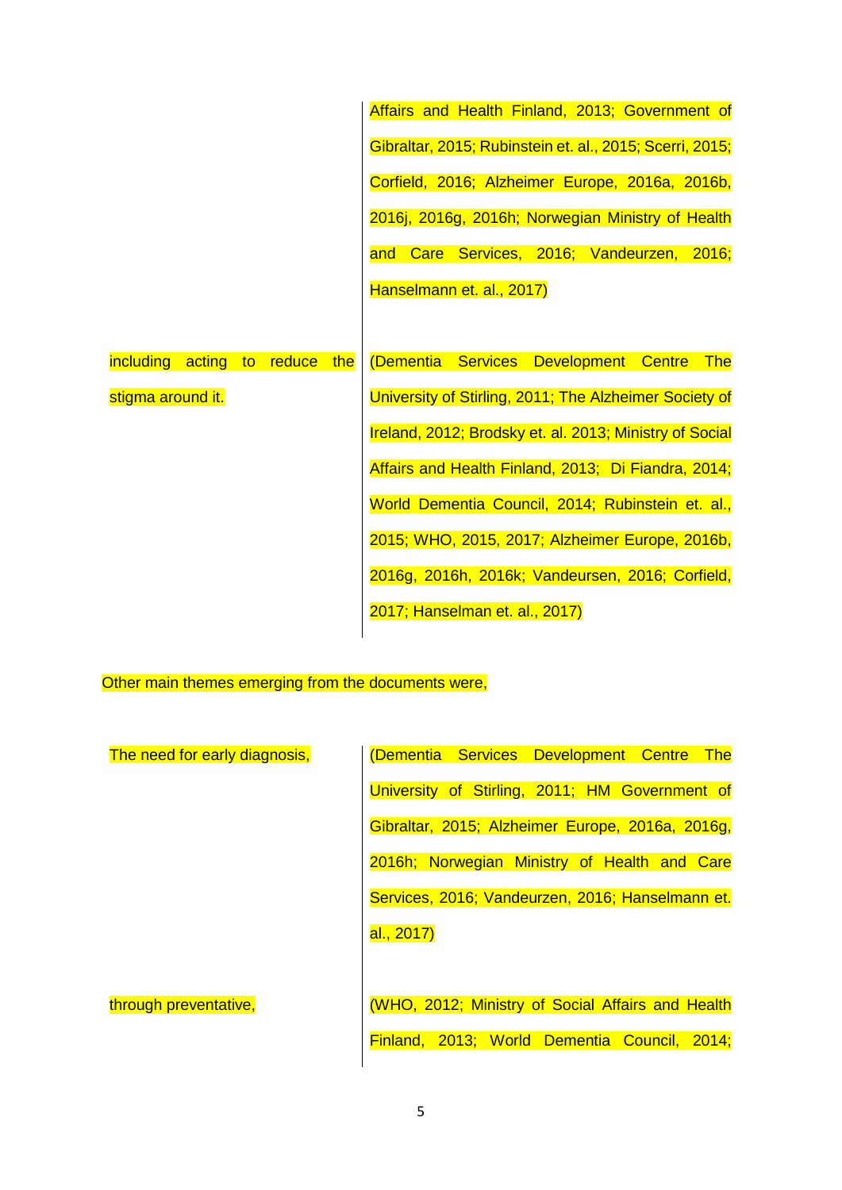| | |
|---|---|
| | Affairs and Health Finland, 2013; Government of Gibraltar, 2015; Rubinstein et. al., 2015; Scerri, 2015; Corfield, 2016; Alzheimer Europe, 2016a, 2016b, 2016j, 2016g, 2016h; Norwegian Ministry of Health and Care Services, 2016; Vandeurzen, 2016; Hanselmann et. al., 2017) |
| including acting to reduce the stigma around it. | (Dementia Services Development Centre The University of Stirling, 2011; The Alzheimer Society of Ireland, 2012; Brodsky et. al. 2013; Ministry of Social Affairs and Health Finland, 2013; Di Fiandra, 2014; World Dementia Council, 2014; Rubinstein et. al., 2015; WHO, 2015, 2017; Alzheimer Europe, 2016b, 2016g, 2016h, 2016k; Vandeursen, 2016; Corfield, 2017; Hanselman et. al., 2017) |

Other main themes emerging from the documents were,

| | |
|---|---|
| The need for early diagnosis, | (Dementia Services Development Centre The University of Stirling, 2011; HM Government of Gibraltar, 2015; Alzheimer Europe, 2016a, 2016g, 2016h; Norwegian Ministry of Health and Care Services, 2016; Vandeurzen, 2016; Hanselmann et. al., 2017) |
| through preventative, | (WHO, 2012; Ministry of Social Affairs and Health Finland, 2013; World Dementia Council, 2014; |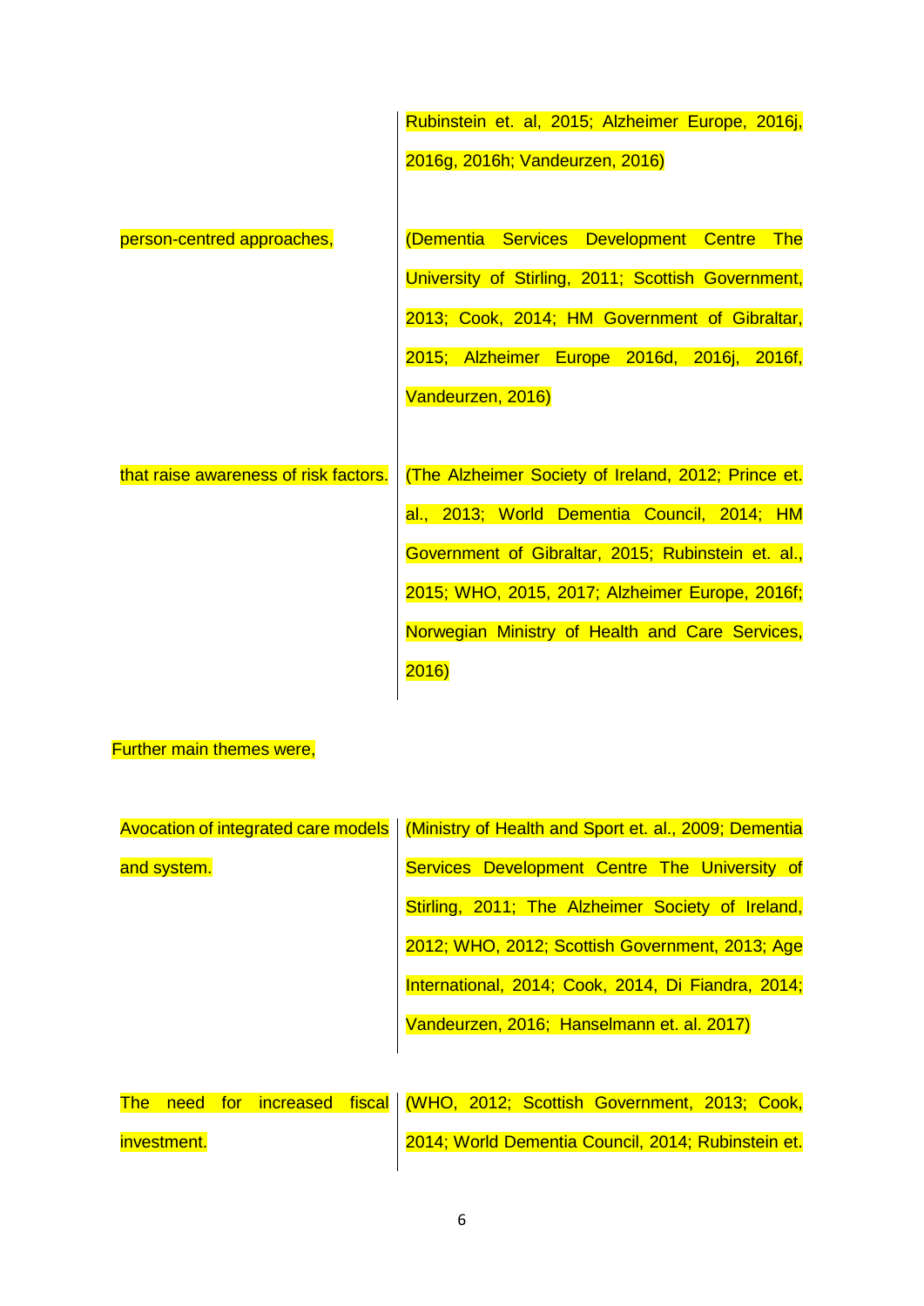| | |
|---|---|
| | Rubinstein et. al, 2015; Alzheimer Europe, 2016j, 2016g, 2016h; Vandeurzen, 2016) |
| person-centred approaches, | (Dementia Services Development Centre The University of Stirling, 2011; Scottish Government, 2013; Cook, 2014; HM Government of Gibraltar, 2015; Alzheimer Europe 2016d, 2016j, 2016f, Vandeurzen, 2016) |
| that raise awareness of risk factors. | (The Alzheimer Society of Ireland, 2012; Prince et. al., 2013; World Dementia Council, 2014; HM Government of Gibraltar, 2015; Rubinstein et. al., 2015; WHO, 2015, 2017; Alzheimer Europe, 2016f; Norwegian Ministry of Health and Care Services, 2016) |

Further main themes were,

| | |
|---|---|
| Avocation of integrated care models and system. | (Ministry of Health and Sport et. al., 2009; Dementia Services Development Centre The University of Stirling, 2011; The Alzheimer Society of Ireland, 2012; WHO, 2012; Scottish Government, 2013; Age International, 2014; Cook, 2014, Di Fiandra, 2014; Vandeurzen, 2016; Hanselmann et. al. 2017) |
| The need for increased fiscal investment. | (WHO, 2012; Scottish Government, 2013; Cook, 2014; World Dementia Council, 2014; Rubinstein et. |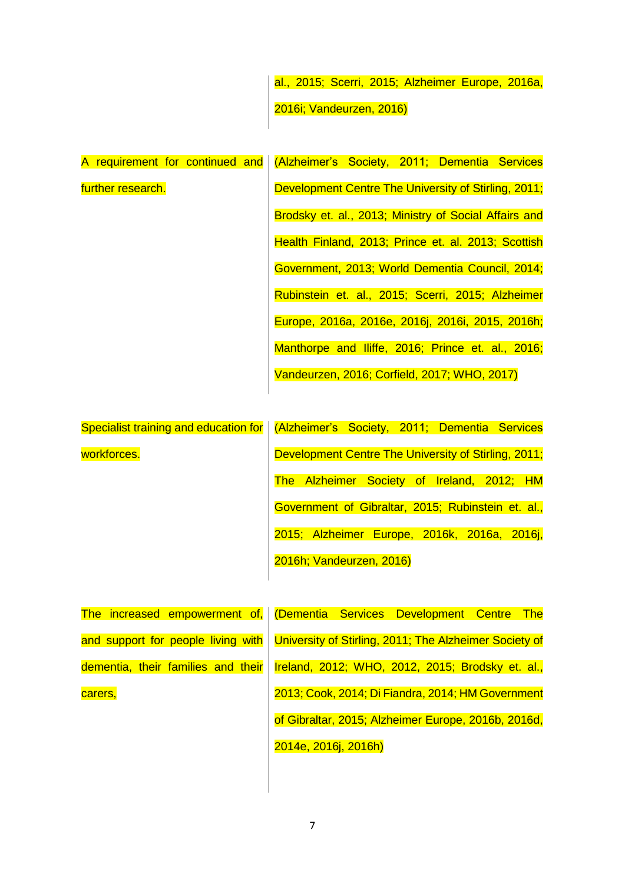| | |
|---|---|
| | al., 2015; Scerri, 2015; Alzheimer Europe, 2016a, 2016i; Vandeurzen, 2016) |
| A requirement for continued and further research. | (Alzheimer's Society, 2011; Dementia Services Development Centre The University of Stirling, 2011; Brodsky et. al., 2013; Ministry of Social Affairs and Health Finland, 2013; Prince et. al. 2013; Scottish Government, 2013; World Dementia Council, 2014; Rubinstein et. al., 2015; Scerri, 2015; Alzheimer Europe, 2016a, 2016e, 2016j, 2016i, 2015, 2016h; Manthorpe and Iliffe, 2016; Prince et. al., 2016; Vandeurzen, 2016; Corfield, 2017; WHO, 2017) |
| Specialist training and education for workforces. | (Alzheimer's Society, 2011; Dementia Services Development Centre The University of Stirling, 2011; The Alzheimer Society of Ireland, 2012; HM Government of Gibraltar, 2015; Rubinstein et. al., 2015; Alzheimer Europe, 2016k, 2016a, 2016j, 2016h; Vandeurzen, 2016) |
| The increased empowerment of, and support for people living with dementia, their families and their carers, | (Dementia Services Development Centre The University of Stirling, 2011; The Alzheimer Society of Ireland, 2012; WHO, 2012, 2015; Brodsky et. al., 2013; Cook, 2014; Di Fiandra, 2014; HM Government of Gibraltar, 2015; Alzheimer Europe, 2016b, 2016d, 2014e, 2016j, 2016h) |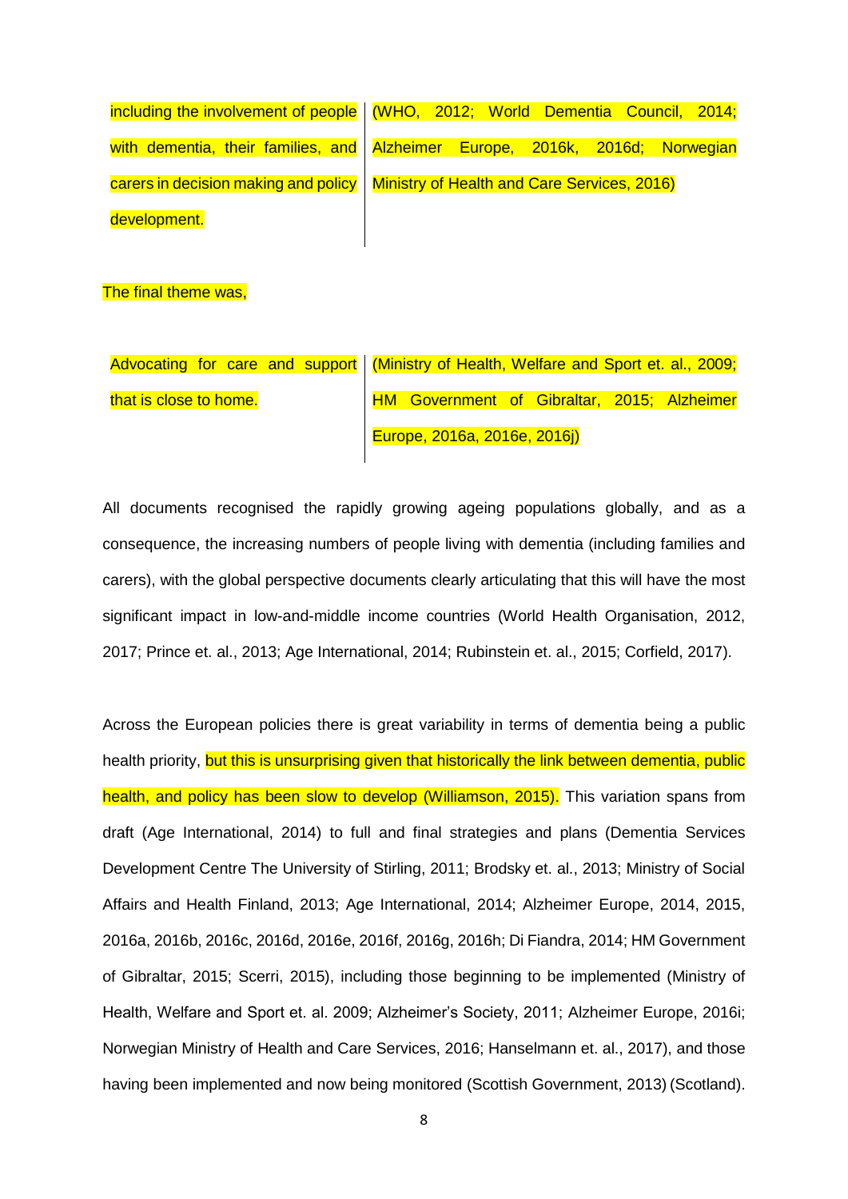| including the involvement of people with dementia, their families, and carers in decision making and policy development. | (WHO, 2012; World Dementia Council, 2014; Alzheimer Europe, 2016k, 2016d; Norwegian Ministry of Health and Care Services, 2016) |
|---|---|

The final theme was,

| Advocating for care and support that is close to home. | (Ministry of Health, Welfare and Sport et. al., 2009; HM Government of Gibraltar, 2015; Alzheimer Europe, 2016a, 2016e, 2016j) |
|---|---|

All documents recognised the rapidly growing ageing populations globally, and as a consequence, the increasing numbers of people living with dementia (including families and carers), with the global perspective documents clearly articulating that this will have the most significant impact in low-and-middle income countries (World Health Organisation, 2012, 2017; Prince et. al., 2013; Age International, 2014; Rubinstein et. al., 2015; Corfield, 2017).

Across the European policies there is great variability in terms of dementia being a public health priority, but this is unsurprising given that historically the link between dementia, public health, and policy has been slow to develop (Williamson, 2015). This variation spans from draft (Age International, 2014) to full and final strategies and plans (Dementia Services Development Centre The University of Stirling, 2011; Brodsky et. al., 2013; Ministry of Social Affairs and Health Finland, 2013; Age International, 2014; Alzheimer Europe, 2014, 2015, 2016a, 2016b, 2016c, 2016d, 2016e, 2016f, 2016g, 2016h; Di Fiandra, 2014; HM Government of Gibraltar, 2015; Scerri, 2015), including those beginning to be implemented (Ministry of Health, Welfare and Sport et. al. 2009; Alzheimer's Society, 2011; Alzheimer Europe, 2016i; Norwegian Ministry of Health and Care Services, 2016; Hanselmann et. al., 2017), and those having been implemented and now being monitored (Scottish Government, 2013) (Scotland).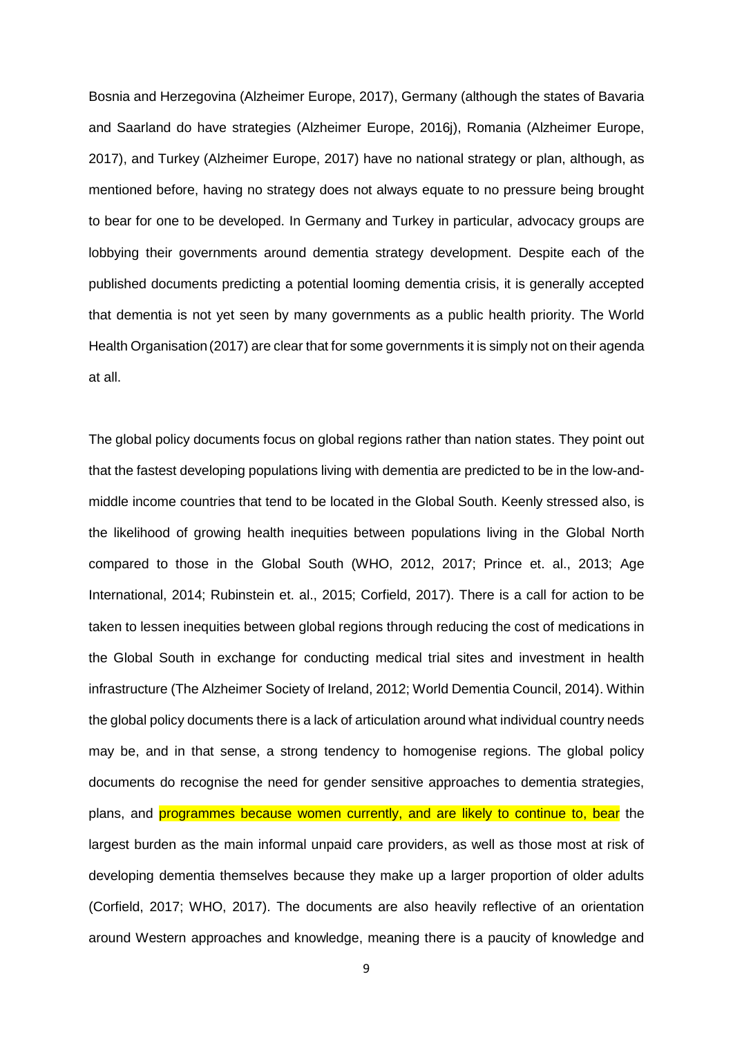Bosnia and Herzegovina (Alzheimer Europe, 2017), Germany (although the states of Bavaria and Saarland do have strategies (Alzheimer Europe, 2016j), Romania (Alzheimer Europe, 2017), and Turkey (Alzheimer Europe, 2017) have no national strategy or plan, although, as mentioned before, having no strategy does not always equate to no pressure being brought to bear for one to be developed. In Germany and Turkey in particular, advocacy groups are lobbying their governments around dementia strategy development. Despite each of the published documents predicting a potential looming dementia crisis, it is generally accepted that dementia is not yet seen by many governments as a public health priority. The World Health Organisation (2017) are clear that for some governments it is simply not on their agenda at all.

The global policy documents focus on global regions rather than nation states. They point out that the fastest developing populations living with dementia are predicted to be in the low-and-middle income countries that tend to be located in the Global South. Keenly stressed also, is the likelihood of growing health inequities between populations living in the Global North compared to those in the Global South (WHO, 2012, 2017; Prince et. al., 2013; Age International, 2014; Rubinstein et. al., 2015; Corfield, 2017). There is a call for action to be taken to lessen inequities between global regions through reducing the cost of medications in the Global South in exchange for conducting medical trial sites and investment in health infrastructure (The Alzheimer Society of Ireland, 2012; World Dementia Council, 2014). Within the global policy documents there is a lack of articulation around what individual country needs may be, and in that sense, a strong tendency to homogenise regions. The global policy documents do recognise the need for gender sensitive approaches to dementia strategies, plans, and programmes because women currently, and are likely to continue to, bear the largest burden as the main informal unpaid care providers, as well as those most at risk of developing dementia themselves because they make up a larger proportion of older adults (Corfield, 2017; WHO, 2017). The documents are also heavily reflective of an orientation around Western approaches and knowledge, meaning there is a paucity of knowledge and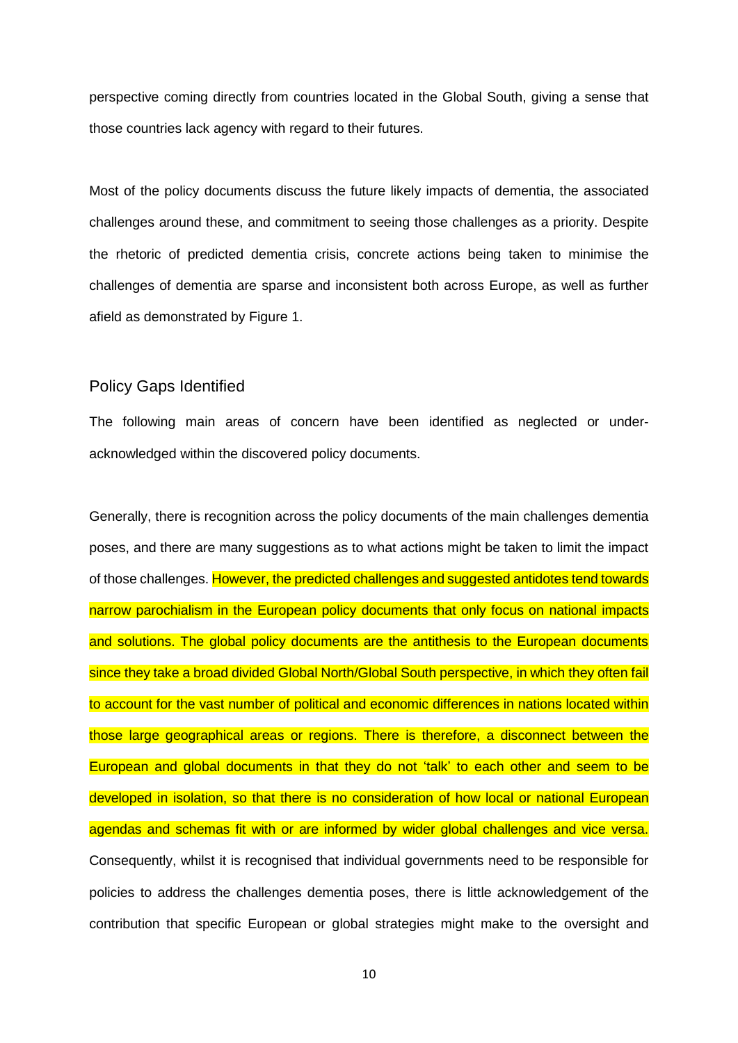perspective coming directly from countries located in the Global South, giving a sense that those countries lack agency with regard to their futures.

Most of the policy documents discuss the future likely impacts of dementia, the associated challenges around these, and commitment to seeing those challenges as a priority. Despite the rhetoric of predicted dementia crisis, concrete actions being taken to minimise the challenges of dementia are sparse and inconsistent both across Europe, as well as further afield as demonstrated by Figure 1.

## Policy Gaps Identified

The following main areas of concern have been identified as neglected or under-acknowledged within the discovered policy documents.

Generally, there is recognition across the policy documents of the main challenges dementia poses, and there are many suggestions as to what actions might be taken to limit the impact of those challenges. However, the predicted challenges and suggested antidotes tend towards narrow parochialism in the European policy documents that only focus on national impacts and solutions. The global policy documents are the antithesis to the European documents since they take a broad divided Global North/Global South perspective, in which they often fail to account for the vast number of political and economic differences in nations located within those large geographical areas or regions. There is therefore, a disconnect between the European and global documents in that they do not 'talk' to each other and seem to be developed in isolation, so that there is no consideration of how local or national European agendas and schemas fit with or are informed by wider global challenges and vice versa. Consequently, whilst it is recognised that individual governments need to be responsible for policies to address the challenges dementia poses, there is little acknowledgement of the contribution that specific European or global strategies might make to the oversight and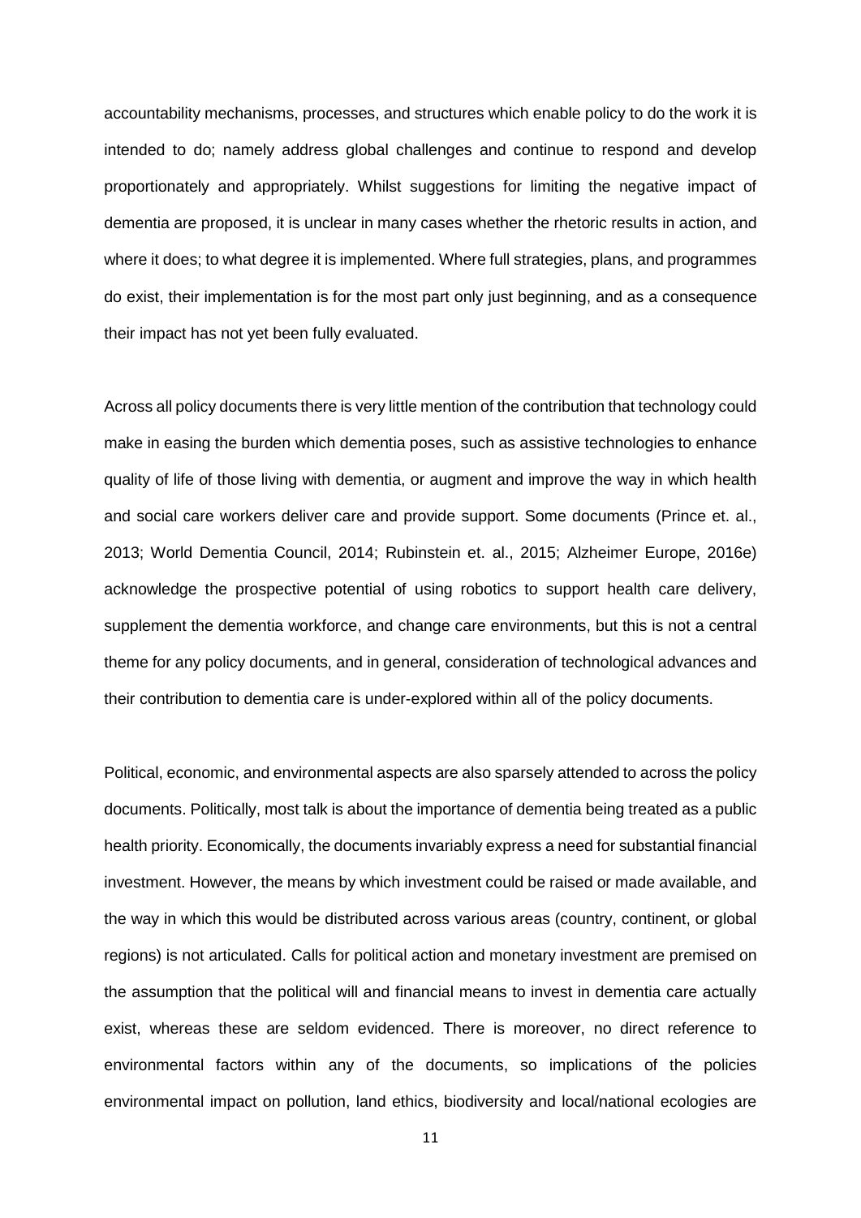accountability mechanisms, processes, and structures which enable policy to do the work it is intended to do; namely address global challenges and continue to respond and develop proportionately and appropriately. Whilst suggestions for limiting the negative impact of dementia are proposed, it is unclear in many cases whether the rhetoric results in action, and where it does; to what degree it is implemented. Where full strategies, plans, and programmes do exist, their implementation is for the most part only just beginning, and as a consequence their impact has not yet been fully evaluated.

Across all policy documents there is very little mention of the contribution that technology could make in easing the burden which dementia poses, such as assistive technologies to enhance quality of life of those living with dementia, or augment and improve the way in which health and social care workers deliver care and provide support. Some documents (Prince et. al., 2013; World Dementia Council, 2014; Rubinstein et. al., 2015; Alzheimer Europe, 2016e) acknowledge the prospective potential of using robotics to support health care delivery, supplement the dementia workforce, and change care environments, but this is not a central theme for any policy documents, and in general, consideration of technological advances and their contribution to dementia care is under-explored within all of the policy documents.

Political, economic, and environmental aspects are also sparsely attended to across the policy documents. Politically, most talk is about the importance of dementia being treated as a public health priority. Economically, the documents invariably express a need for substantial financial investment. However, the means by which investment could be raised or made available, and the way in which this would be distributed across various areas (country, continent, or global regions) is not articulated. Calls for political action and monetary investment are premised on the assumption that the political will and financial means to invest in dementia care actually exist, whereas these are seldom evidenced. There is moreover, no direct reference to environmental factors within any of the documents, so implications of the policies environmental impact on pollution, land ethics, biodiversity and local/national ecologies are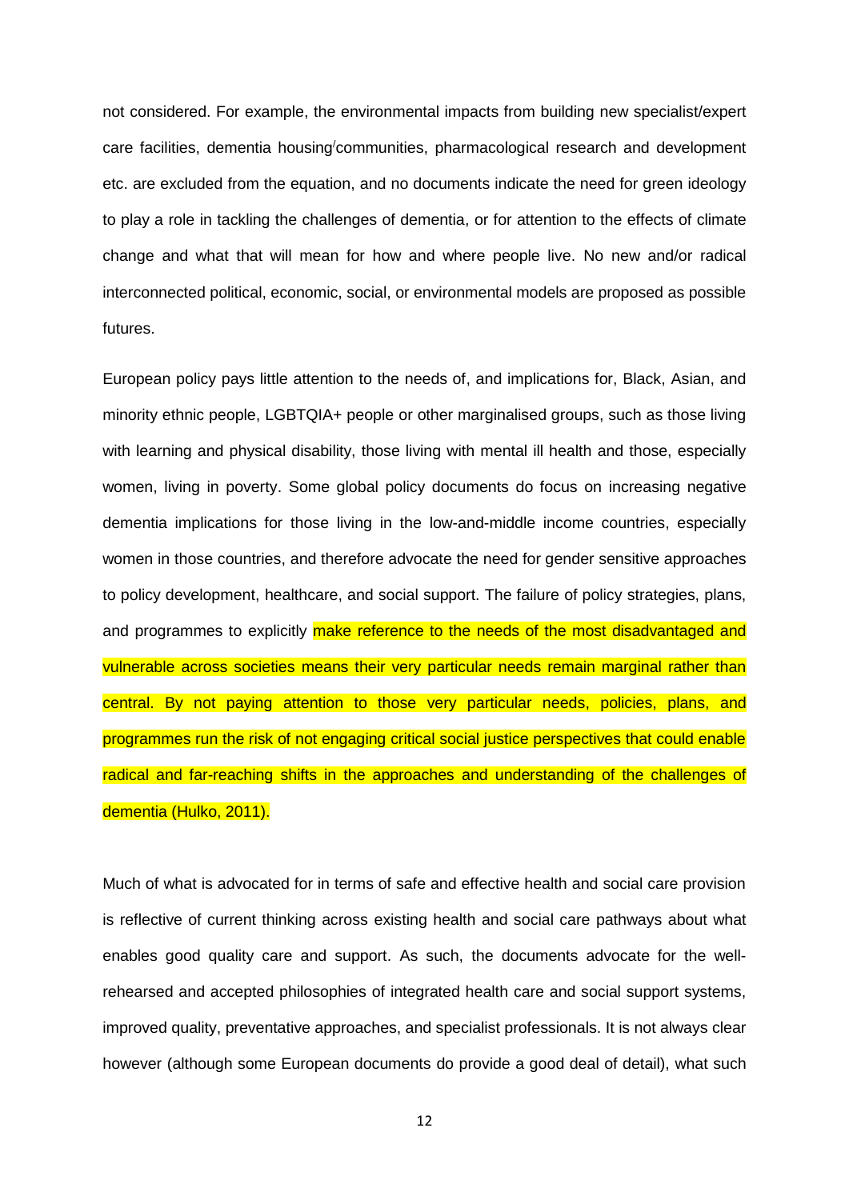not considered. For example, the environmental impacts from building new specialist/expert care facilities, dementia housing/communities, pharmacological research and development etc. are excluded from the equation, and no documents indicate the need for green ideology to play a role in tackling the challenges of dementia, or for attention to the effects of climate change and what that will mean for how and where people live. No new and/or radical interconnected political, economic, social, or environmental models are proposed as possible futures.

European policy pays little attention to the needs of, and implications for, Black, Asian, and minority ethnic people, LGBTQIA+ people or other marginalised groups, such as those living with learning and physical disability, those living with mental ill health and those, especially women, living in poverty. Some global policy documents do focus on increasing negative dementia implications for those living in the low-and-middle income countries, especially women in those countries, and therefore advocate the need for gender sensitive approaches to policy development, healthcare, and social support. The failure of policy strategies, plans, and programmes to explicitly make reference to the needs of the most disadvantaged and vulnerable across societies means their very particular needs remain marginal rather than central. By not paying attention to those very particular needs, policies, plans, and programmes run the risk of not engaging critical social justice perspectives that could enable radical and far-reaching shifts in the approaches and understanding of the challenges of dementia (Hulko, 2011).

Much of what is advocated for in terms of safe and effective health and social care provision is reflective of current thinking across existing health and social care pathways about what enables good quality care and support. As such, the documents advocate for the well-rehearsed and accepted philosophies of integrated health care and social support systems, improved quality, preventative approaches, and specialist professionals. It is not always clear however (although some European documents do provide a good deal of detail), what such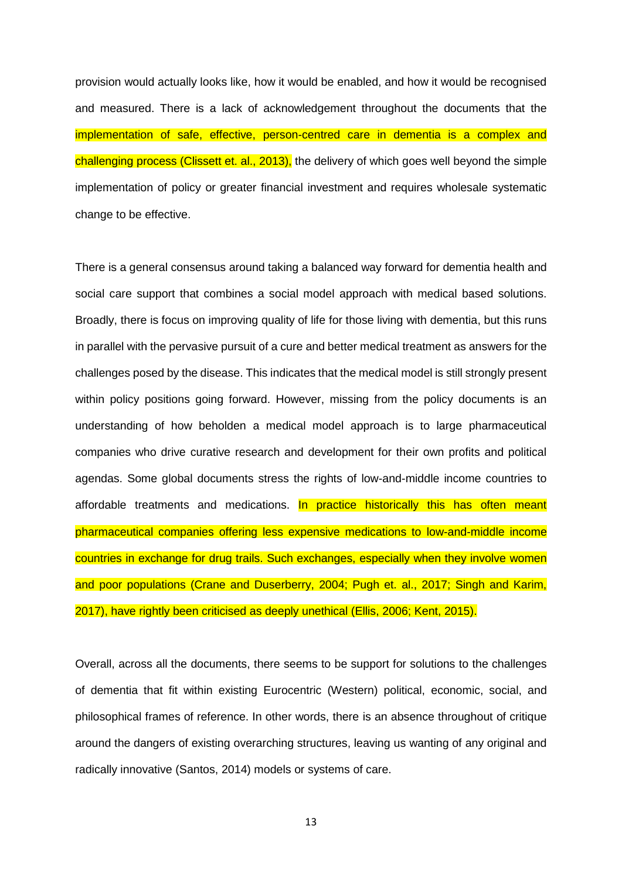provision would actually looks like, how it would be enabled, and how it would be recognised and measured. There is a lack of acknowledgement throughout the documents that the implementation of safe, effective, person-centred care in dementia is a complex and challenging process (Clissett et. al., 2013), the delivery of which goes well beyond the simple implementation of policy or greater financial investment and requires wholesale systematic change to be effective.

There is a general consensus around taking a balanced way forward for dementia health and social care support that combines a social model approach with medical based solutions. Broadly, there is focus on improving quality of life for those living with dementia, but this runs in parallel with the pervasive pursuit of a cure and better medical treatment as answers for the challenges posed by the disease. This indicates that the medical model is still strongly present within policy positions going forward. However, missing from the policy documents is an understanding of how beholden a medical model approach is to large pharmaceutical companies who drive curative research and development for their own profits and political agendas. Some global documents stress the rights of low-and-middle income countries to affordable treatments and medications. In practice historically this has often meant pharmaceutical companies offering less expensive medications to low-and-middle income countries in exchange for drug trails. Such exchanges, especially when they involve women and poor populations (Crane and Duserberry, 2004; Pugh et. al., 2017; Singh and Karim, 2017), have rightly been criticised as deeply unethical (Ellis, 2006; Kent, 2015).

Overall, across all the documents, there seems to be support for solutions to the challenges of dementia that fit within existing Eurocentric (Western) political, economic, social, and philosophical frames of reference. In other words, there is an absence throughout of critique around the dangers of existing overarching structures, leaving us wanting of any original and radically innovative (Santos, 2014) models or systems of care.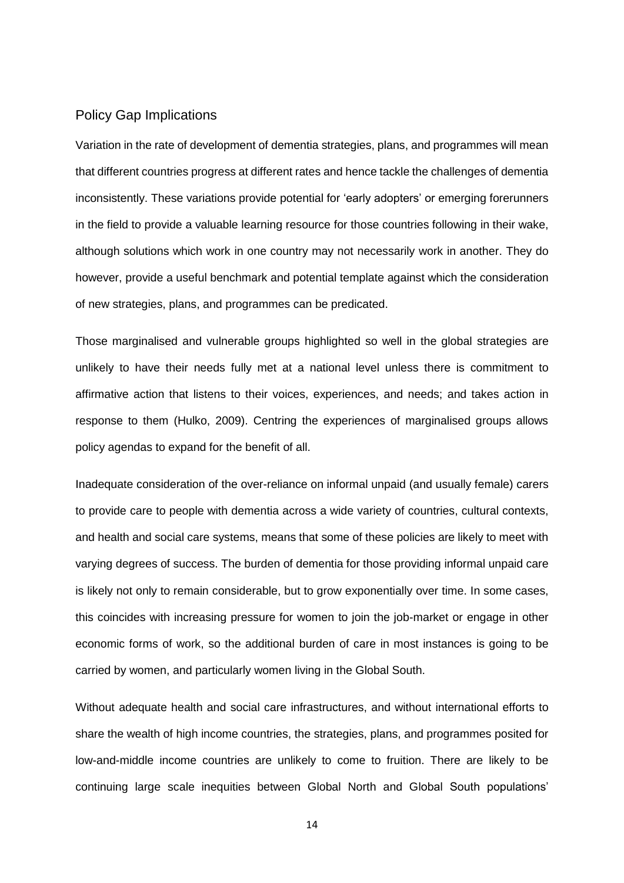## Policy Gap Implications

Variation in the rate of development of dementia strategies, plans, and programmes will mean that different countries progress at different rates and hence tackle the challenges of dementia inconsistently. These variations provide potential for 'early adopters' or emerging forerunners in the field to provide a valuable learning resource for those countries following in their wake, although solutions which work in one country may not necessarily work in another. They do however, provide a useful benchmark and potential template against which the consideration of new strategies, plans, and programmes can be predicated.

Those marginalised and vulnerable groups highlighted so well in the global strategies are unlikely to have their needs fully met at a national level unless there is commitment to affirmative action that listens to their voices, experiences, and needs; and takes action in response to them (Hulko, 2009). Centring the experiences of marginalised groups allows policy agendas to expand for the benefit of all.

Inadequate consideration of the over-reliance on informal unpaid (and usually female) carers to provide care to people with dementia across a wide variety of countries, cultural contexts, and health and social care systems, means that some of these policies are likely to meet with varying degrees of success. The burden of dementia for those providing informal unpaid care is likely not only to remain considerable, but to grow exponentially over time. In some cases, this coincides with increasing pressure for women to join the job-market or engage in other economic forms of work, so the additional burden of care in most instances is going to be carried by women, and particularly women living in the Global South.

Without adequate health and social care infrastructures, and without international efforts to share the wealth of high income countries, the strategies, plans, and programmes posited for low-and-middle income countries are unlikely to come to fruition. There are likely to be continuing large scale inequities between Global North and Global South populations'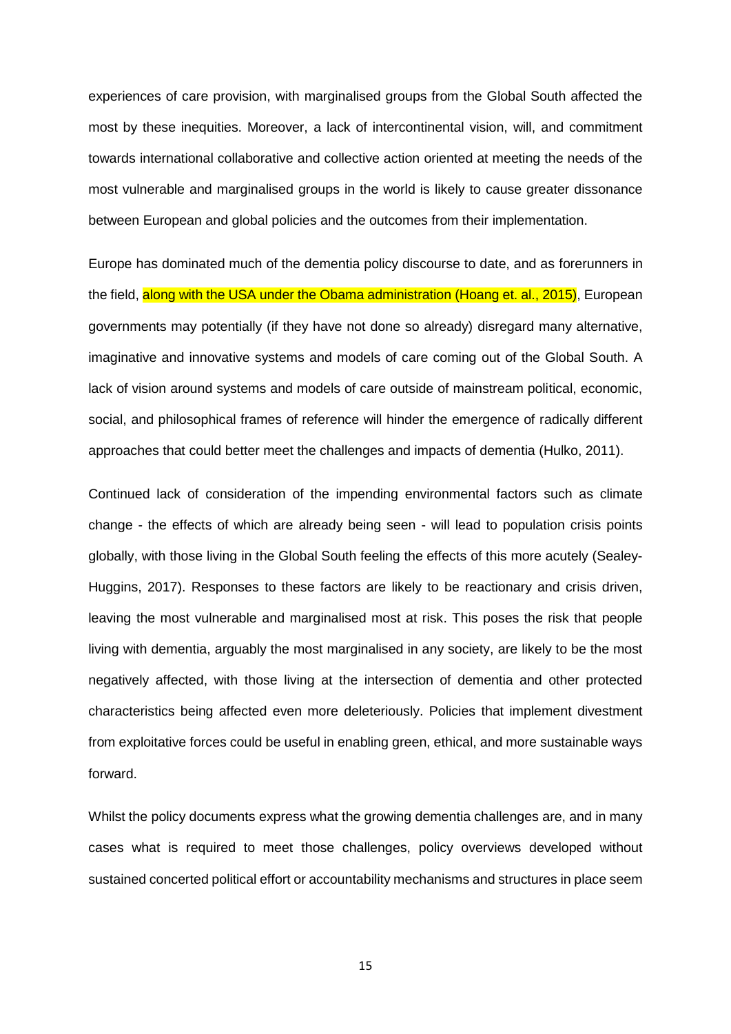experiences of care provision, with marginalised groups from the Global South affected the most by these inequities. Moreover, a lack of intercontinental vision, will, and commitment towards international collaborative and collective action oriented at meeting the needs of the most vulnerable and marginalised groups in the world is likely to cause greater dissonance between European and global policies and the outcomes from their implementation.

Europe has dominated much of the dementia policy discourse to date, and as forerunners in the field, along with the USA under the Obama administration (Hoang et. al., 2015), European governments may potentially (if they have not done so already) disregard many alternative, imaginative and innovative systems and models of care coming out of the Global South. A lack of vision around systems and models of care outside of mainstream political, economic, social, and philosophical frames of reference will hinder the emergence of radically different approaches that could better meet the challenges and impacts of dementia (Hulko, 2011).

Continued lack of consideration of the impending environmental factors such as climate change - the effects of which are already being seen - will lead to population crisis points globally, with those living in the Global South feeling the effects of this more acutely (Sealey-Huggins, 2017). Responses to these factors are likely to be reactionary and crisis driven, leaving the most vulnerable and marginalised most at risk. This poses the risk that people living with dementia, arguably the most marginalised in any society, are likely to be the most negatively affected, with those living at the intersection of dementia and other protected characteristics being affected even more deleteriously. Policies that implement divestment from exploitative forces could be useful in enabling green, ethical, and more sustainable ways forward.

Whilst the policy documents express what the growing dementia challenges are, and in many cases what is required to meet those challenges, policy overviews developed without sustained concerted political effort or accountability mechanisms and structures in place seem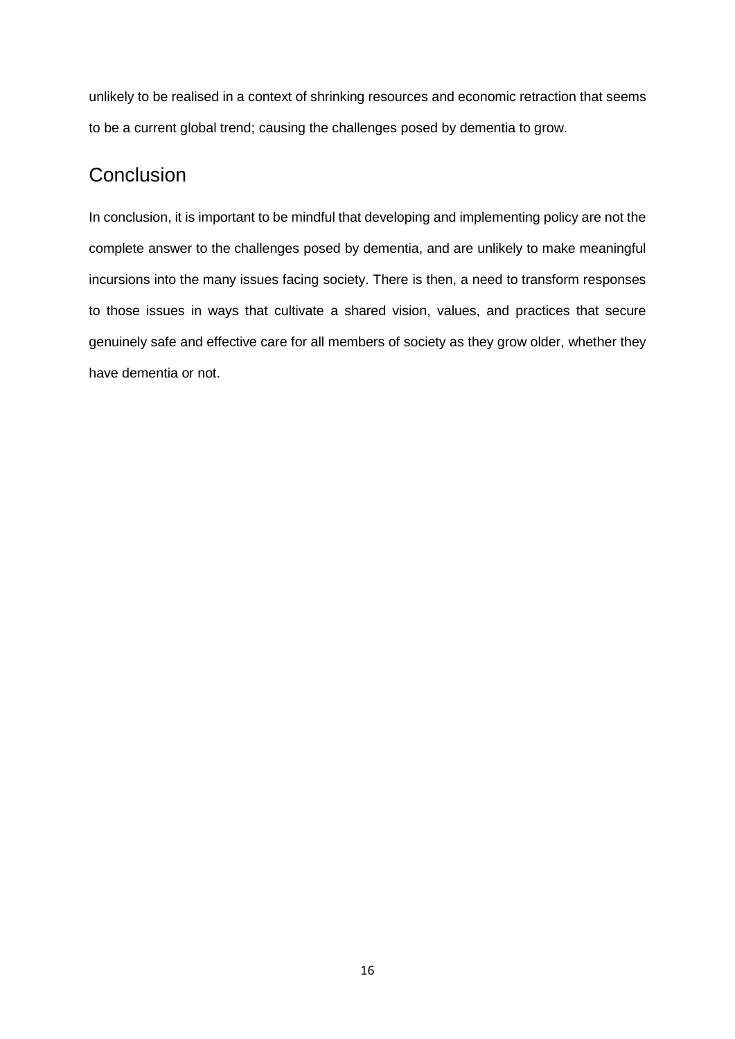unlikely to be realised in a context of shrinking resources and economic retraction that seems to be a current global trend; causing the challenges posed by dementia to grow.

## Conclusion

In conclusion, it is important to be mindful that developing and implementing policy are not the complete answer to the challenges posed by dementia, and are unlikely to make meaningful incursions into the many issues facing society. There is then, a need to transform responses to those issues in ways that cultivate a shared vision, values, and practices that secure genuinely safe and effective care for all members of society as they grow older, whether they have dementia or not.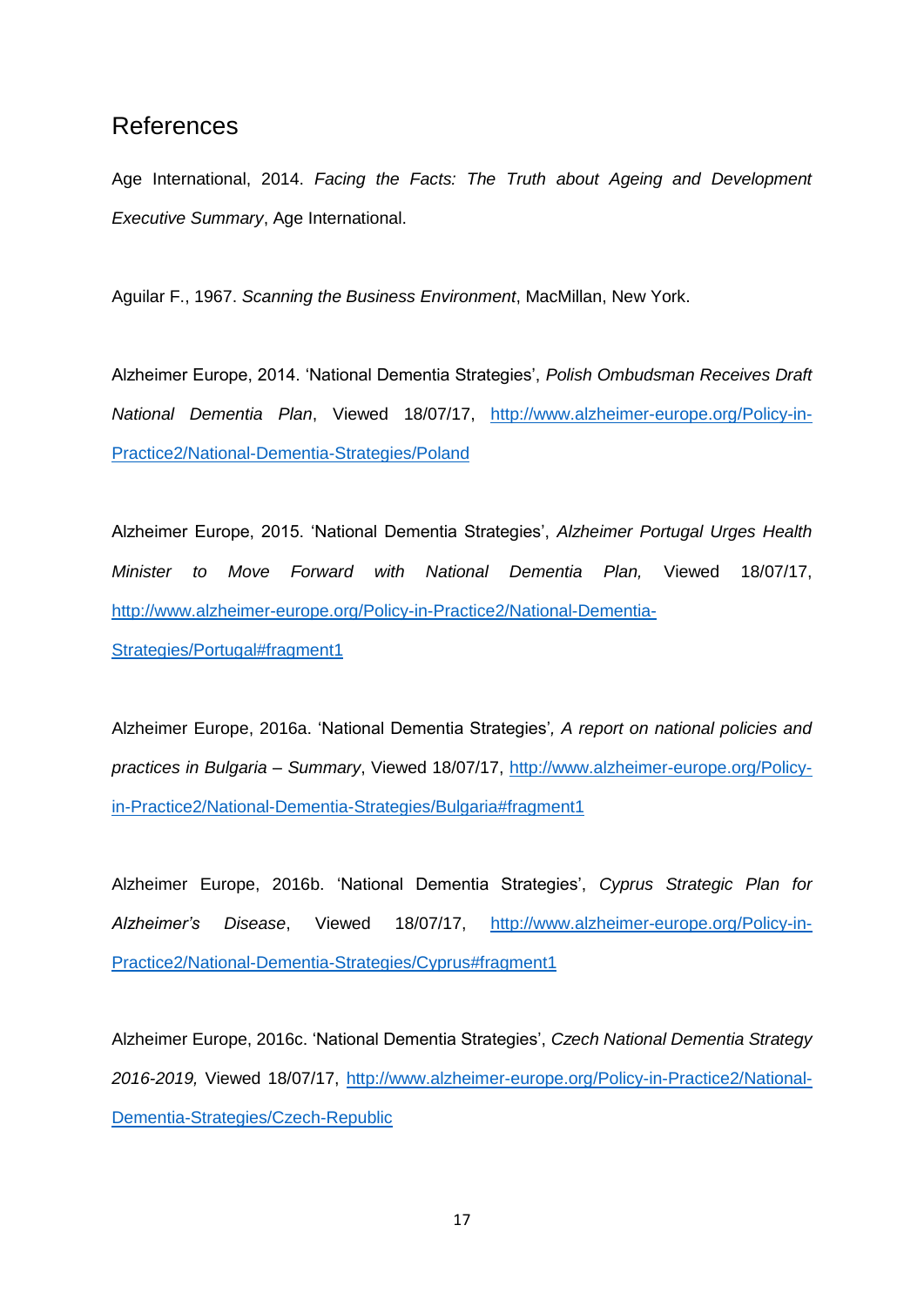# References

Age International, 2014. *Facing the Facts: The Truth about Ageing and Development Executive Summary*, Age International.

Aguilar F., 1967. *Scanning the Business Environment*, MacMillan, New York.

Alzheimer Europe, 2014. 'National Dementia Strategies', *Polish Ombudsman Receives Draft National Dementia Plan*, Viewed 18/07/17, http://www.alzheimer-europe.org/Policy-in-Practice2/National-Dementia-Strategies/Poland

Alzheimer Europe, 2015. 'National Dementia Strategies', *Alzheimer Portugal Urges Health Minister to Move Forward with National Dementia Plan,* Viewed 18/07/17, http://www.alzheimer-europe.org/Policy-in-Practice2/National-Dementia-Strategies/Portugal#fragment1

Alzheimer Europe, 2016a. 'National Dementia Strategies'*, A report on national policies and practices in Bulgaria – Summary*, Viewed 18/07/17, http://www.alzheimer-europe.org/Policy-in-Practice2/National-Dementia-Strategies/Bulgaria#fragment1

Alzheimer Europe, 2016b. 'National Dementia Strategies', *Cyprus Strategic Plan for Alzheimer's Disease*, Viewed 18/07/17, http://www.alzheimer-europe.org/Policy-in-Practice2/National-Dementia-Strategies/Cyprus#fragment1

Alzheimer Europe, 2016c. 'National Dementia Strategies', *Czech National Dementia Strategy 2016-2019,* Viewed 18/07/17, http://www.alzheimer-europe.org/Policy-in-Practice2/National-Dementia-Strategies/Czech-Republic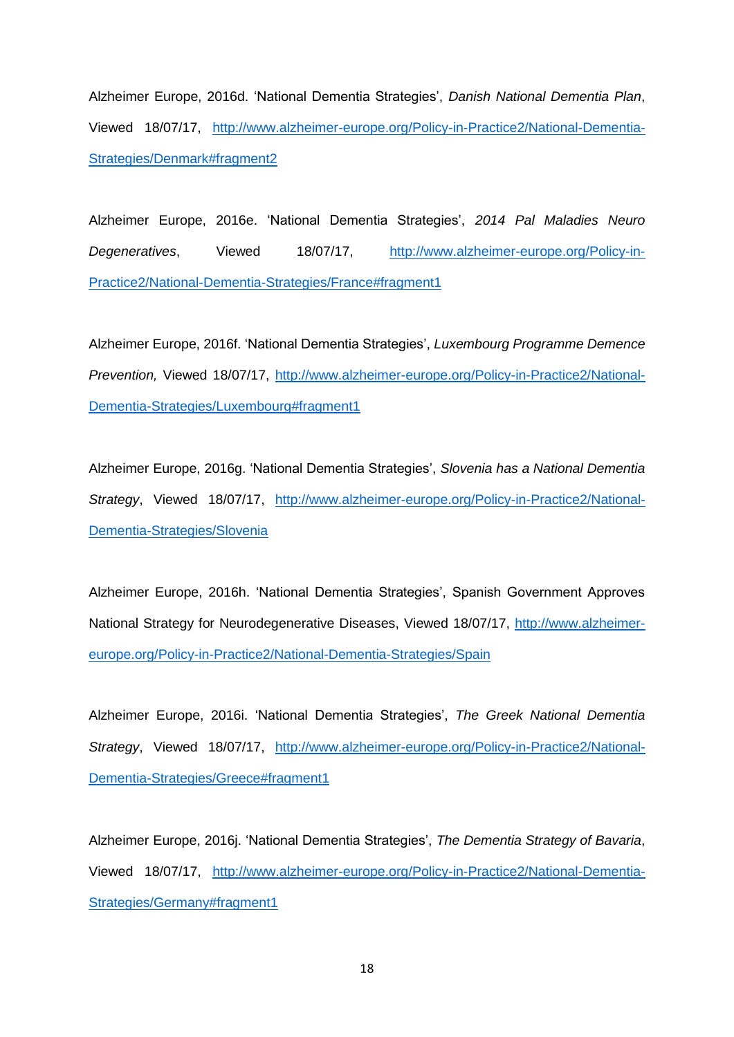Alzheimer Europe, 2016d. 'National Dementia Strategies', *Danish National Dementia Plan*, Viewed 18/07/17, http://www.alzheimer-europe.org/Policy-in-Practice2/National-Dementia-Strategies/Denmark#fragment2

Alzheimer Europe, 2016e. 'National Dementia Strategies', *2014 Pal Maladies Neuro Degeneratives*, Viewed 18/07/17, http://www.alzheimer-europe.org/Policy-in-Practice2/National-Dementia-Strategies/France#fragment1

Alzheimer Europe, 2016f. 'National Dementia Strategies', *Luxembourg Programme Demence Prevention,* Viewed 18/07/17, http://www.alzheimer-europe.org/Policy-in-Practice2/National-Dementia-Strategies/Luxembourg#fragment1

Alzheimer Europe, 2016g. 'National Dementia Strategies', *Slovenia has a National Dementia Strategy*, Viewed 18/07/17, http://www.alzheimer-europe.org/Policy-in-Practice2/National-Dementia-Strategies/Slovenia

Alzheimer Europe, 2016h. 'National Dementia Strategies', Spanish Government Approves National Strategy for Neurodegenerative Diseases, Viewed 18/07/17, http://www.alzheimer-europe.org/Policy-in-Practice2/National-Dementia-Strategies/Spain

Alzheimer Europe, 2016i. 'National Dementia Strategies', *The Greek National Dementia Strategy*, Viewed 18/07/17, http://www.alzheimer-europe.org/Policy-in-Practice2/National-Dementia-Strategies/Greece#fragment1

Alzheimer Europe, 2016j. 'National Dementia Strategies', *The Dementia Strategy of Bavaria*, Viewed 18/07/17, http://www.alzheimer-europe.org/Policy-in-Practice2/National-Dementia-Strategies/Germany#fragment1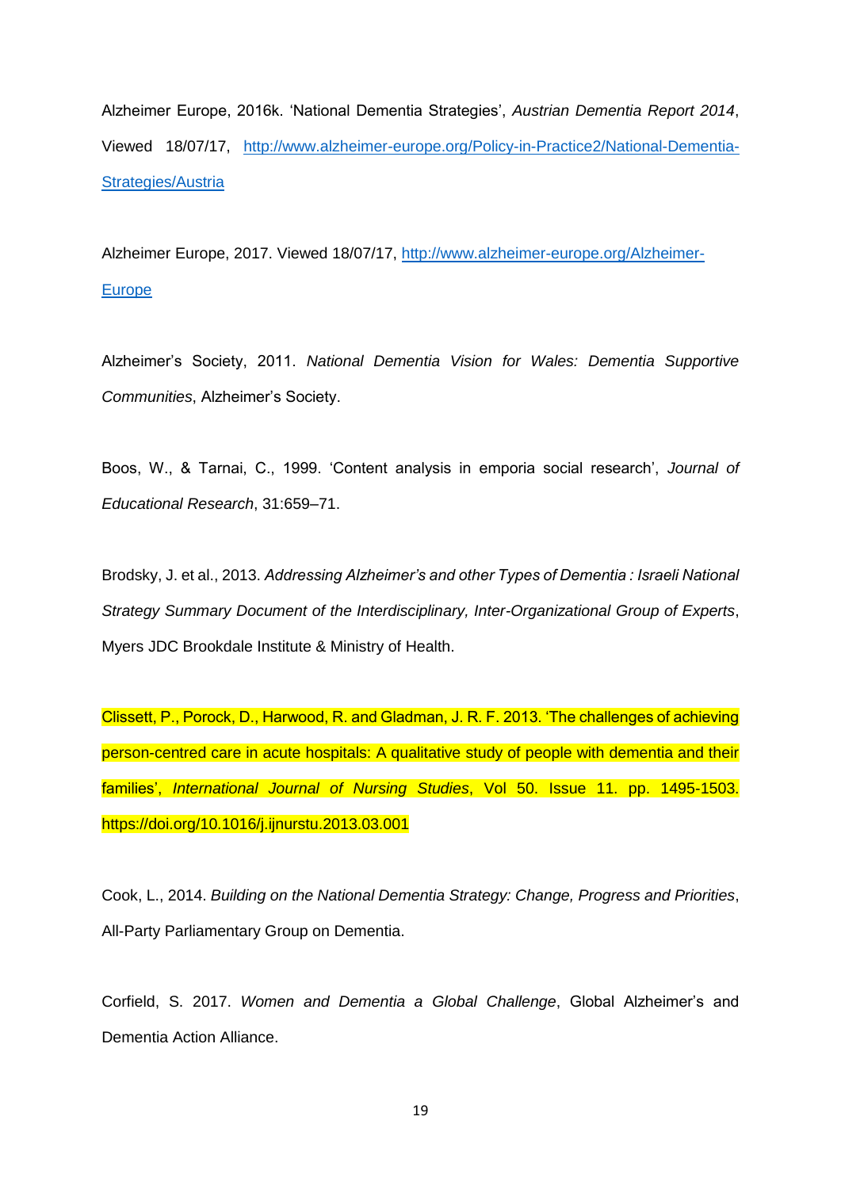Alzheimer Europe, 2016k. 'National Dementia Strategies', *Austrian Dementia Report 2014*, Viewed 18/07/17, [http://www.alzheimer-europe.org/Policy-in-Practice2/National-Dementia-Strategies/Austria](http://www.alzheimer-europe.org/Policy-in-Practice2/National-Dementia-Strategies/Austria)

Alzheimer Europe, 2017. Viewed 18/07/17, [http://www.alzheimer-europe.org/Alzheimer-Europe](http://www.alzheimer-europe.org/Alzheimer-Europe)

Alzheimer's Society, 2011. *National Dementia Vision for Wales: Dementia Supportive Communities*, Alzheimer's Society.

Boos, W., & Tarnai, C., 1999. 'Content analysis in emporia social research', *Journal of Educational Research*, 31:659–71.

Brodsky, J. et al., 2013. *Addressing Alzheimer's and other Types of Dementia : Israeli National Strategy Summary Document of the Interdisciplinary, Inter-Organizational Group of Experts*, Myers JDC Brookdale Institute & Ministry of Health.

Clissett, P., Porock, D., Harwood, R. and Gladman, J. R. F. 2013. 'The challenges of achieving person-centred care in acute hospitals: A qualitative study of people with dementia and their families', *International Journal of Nursing Studies*, Vol 50. Issue 11. pp. 1495-1503. https://doi.org/10.1016/j.ijnurstu.2013.03.001

Cook, L., 2014. *Building on the National Dementia Strategy: Change, Progress and Priorities*, All-Party Parliamentary Group on Dementia.

Corfield, S. 2017. *Women and Dementia a Global Challenge*, Global Alzheimer's and Dementia Action Alliance.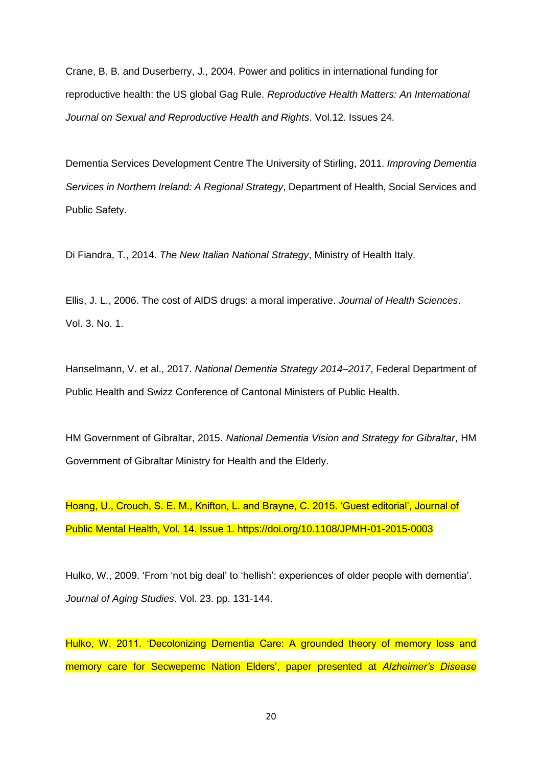Crane, B. B. and Duserberry, J., 2004. Power and politics in international funding for reproductive health: the US global Gag Rule. *Reproductive Health Matters: An International Journal on Sexual and Reproductive Health and Rights*. Vol.12. Issues 24.

Dementia Services Development Centre The University of Stirling, 2011. *Improving Dementia Services in Northern Ireland: A Regional Strategy*, Department of Health, Social Services and Public Safety.

Di Fiandra, T., 2014. *The New Italian National Strategy*, Ministry of Health Italy.

Ellis, J. L., 2006. The cost of AIDS drugs: a moral imperative. *Journal of Health Sciences*. Vol. 3. No. 1.

Hanselmann, V. et al., 2017. *National Dementia Strategy 2014–2017*, Federal Department of Public Health and Swizz Conference of Cantonal Ministers of Public Health.

HM Government of Gibraltar, 2015. *National Dementia Vision and Strategy for Gibraltar*, HM Government of Gibraltar Ministry for Health and the Elderly.

Hoang, U., Crouch, S. E. M., Knifton, L. and Brayne, C. 2015. 'Guest editorial', Journal of Public Mental Health, Vol. 14. Issue 1. https://doi.org/10.1108/JPMH-01-2015-0003

Hulko, W., 2009. 'From 'not big deal' to 'hellish': experiences of older people with dementia'. *Journal of Aging Studies*. Vol. 23. pp. 131-144.

Hulko, W. 2011. 'Decolonizing Dementia Care: A grounded theory of memory loss and memory care for Secwepemc Nation Elders', paper presented at *Alzheimer's Disease*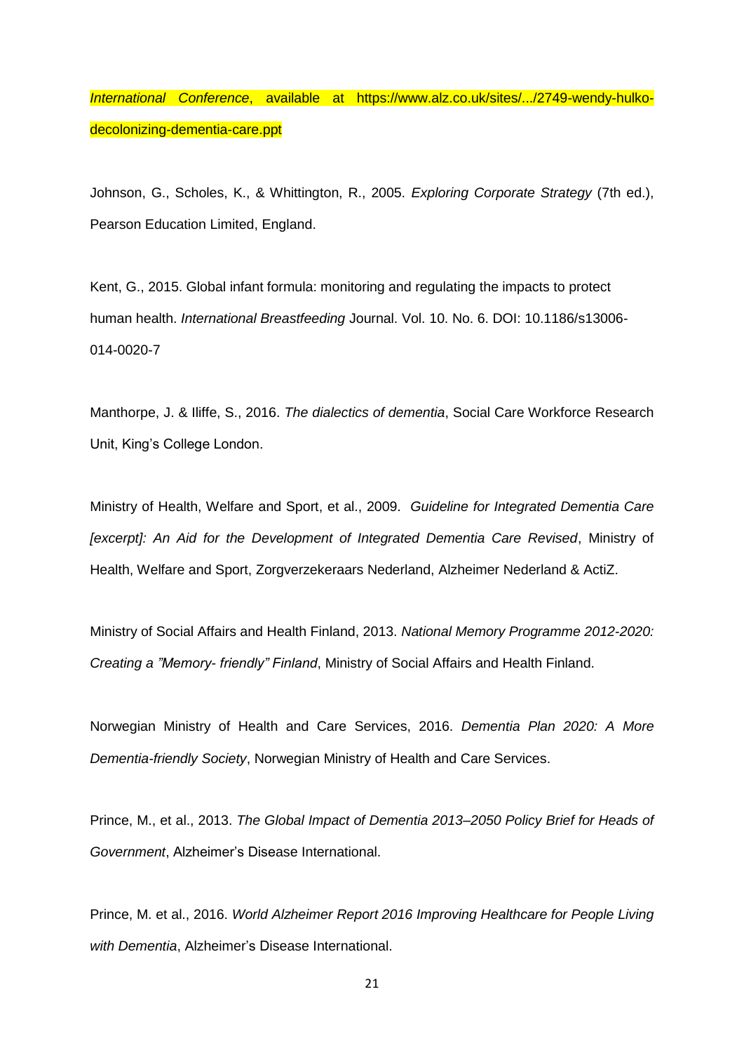*International Conference*, available at https://www.alz.co.uk/sites/.../2749-wendy-hulko-decolonizing-dementia-care.ppt

Johnson, G., Scholes, K., & Whittington, R., 2005. *Exploring Corporate Strategy* (7th ed.), Pearson Education Limited, England.

Kent, G., 2015. Global infant formula: monitoring and regulating the impacts to protect human health. *International Breastfeeding* Journal. Vol. 10. No. 6. DOI: 10.1186/s13006-014-0020-7

Manthorpe, J. & Iliffe, S., 2016. *The dialectics of dementia*, Social Care Workforce Research Unit, King's College London.

Ministry of Health, Welfare and Sport, et al., 2009. *Guideline for Integrated Dementia Care [excerpt]: An Aid for the Development of Integrated Dementia Care Revised*, Ministry of Health, Welfare and Sport, Zorgverzekeraars Nederland, Alzheimer Nederland & ActiZ.

Ministry of Social Affairs and Health Finland, 2013. *National Memory Programme 2012-2020: Creating a "Memory- friendly" Finland*, Ministry of Social Affairs and Health Finland.

Norwegian Ministry of Health and Care Services, 2016. *Dementia Plan 2020: A More Dementia-friendly Society*, Norwegian Ministry of Health and Care Services.

Prince, M., et al., 2013. *The Global Impact of Dementia 2013–2050 Policy Brief for Heads of Government*, Alzheimer's Disease International.

Prince, M. et al., 2016. *World Alzheimer Report 2016 Improving Healthcare for People Living with Dementia*, Alzheimer's Disease International.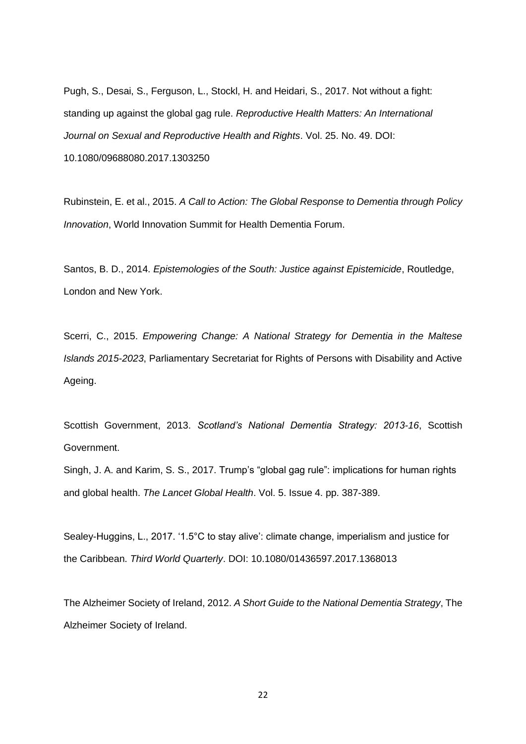Pugh, S., Desai, S., Ferguson, L., Stockl, H. and Heidari, S., 2017. Not without a fight: standing up against the global gag rule. *Reproductive Health Matters: An International Journal on Sexual and Reproductive Health and Rights*. Vol. 25. No. 49. DOI: 10.1080/09688080.2017.1303250

Rubinstein, E. et al., 2015. *A Call to Action: The Global Response to Dementia through Policy Innovation*, World Innovation Summit for Health Dementia Forum.

Santos, B. D., 2014. *Epistemologies of the South: Justice against Epistemicide*, Routledge, London and New York.

Scerri, C., 2015. *Empowering Change: A National Strategy for Dementia in the Maltese Islands 2015-2023*, Parliamentary Secretariat for Rights of Persons with Disability and Active Ageing.

Scottish Government, 2013. *Scotland's National Dementia Strategy: 2013-16*, Scottish Government.

Singh, J. A. and Karim, S. S., 2017. Trump's "global gag rule": implications for human rights and global health. *The Lancet Global Health*. Vol. 5. Issue 4. pp. 387-389.

Sealey-Huggins, L., 2017. '1.5°C to stay alive': climate change, imperialism and justice for the Caribbean. *Third World Quarterly*. DOI: 10.1080/01436597.2017.1368013

The Alzheimer Society of Ireland, 2012. *A Short Guide to the National Dementia Strategy*, The Alzheimer Society of Ireland.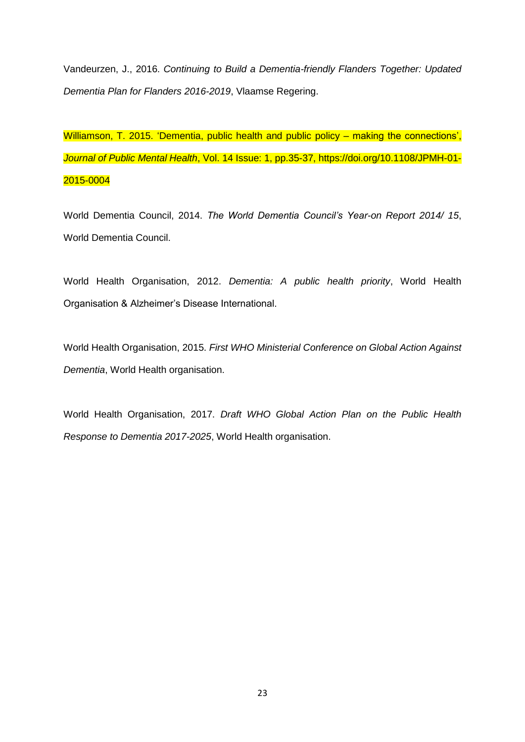Vandeurzen, J., 2016. *Continuing to Build a Dementia-friendly Flanders Together: Updated Dementia Plan for Flanders 2016-2019*, Vlaamse Regering.

Williamson, T. 2015. 'Dementia, public health and public policy – making the connections', *Journal of Public Mental Health*, Vol. 14 Issue: 1, pp.35-37, https://doi.org/10.1108/JPMH-01-2015-0004

World Dementia Council, 2014. *The World Dementia Council's Year-on Report 2014/ 15*, World Dementia Council.

World Health Organisation, 2012. *Dementia: A public health priority*, World Health Organisation & Alzheimer's Disease International.

World Health Organisation, 2015. *First WHO Ministerial Conference on Global Action Against Dementia*, World Health organisation.

World Health Organisation, 2017. *Draft WHO Global Action Plan on the Public Health Response to Dementia 2017-2025*, World Health organisation.